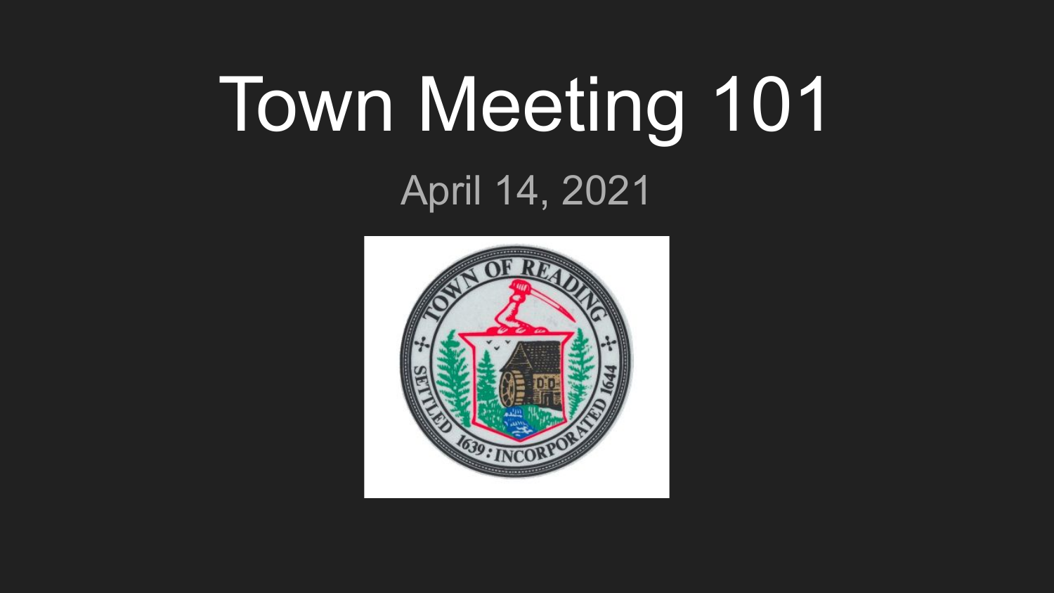# Town Meeting 101

April 14, 2021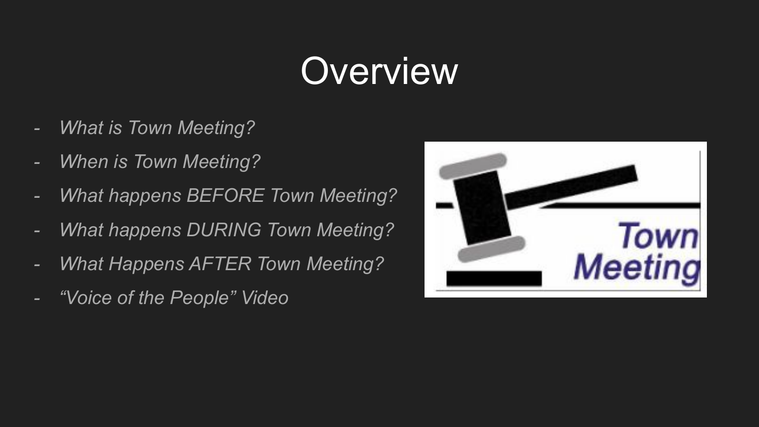# Overview

- *What is Town Meeting?*
- *When is Town Meeting?*
- *What happens BEFORE Town Meeting?*
- *What happens DURING Town Meeting?*
- *What Happens AFTER Town Meeting?*
- *"Voice of the People" Video*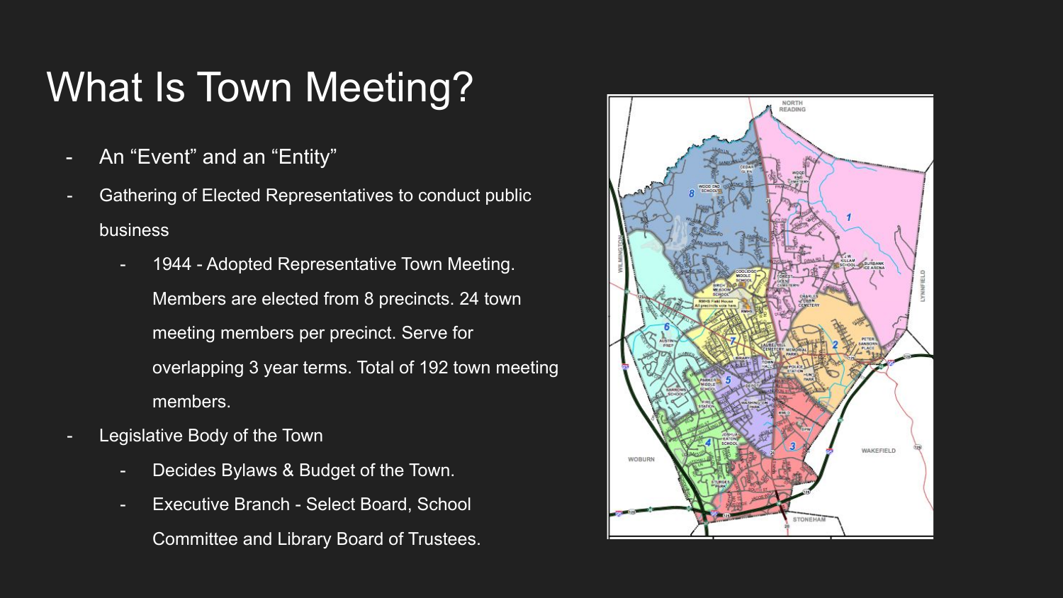# What Is Town Meeting?

- An "Event" and an "Entity"
- Gathering of Elected Representatives to conduct public business
  - 1944 - Adopted Representative Town Meeting. Members are elected from 8 precincts. 24 town meeting members per precinct. Serve for overlapping 3 year terms. Total of 192 town meeting members.
- Legislative Body of the Town
  - Decides Bylaws & Budget of the Town.
  - Executive Branch - Select Board, School Committee and Library Board of Trustees.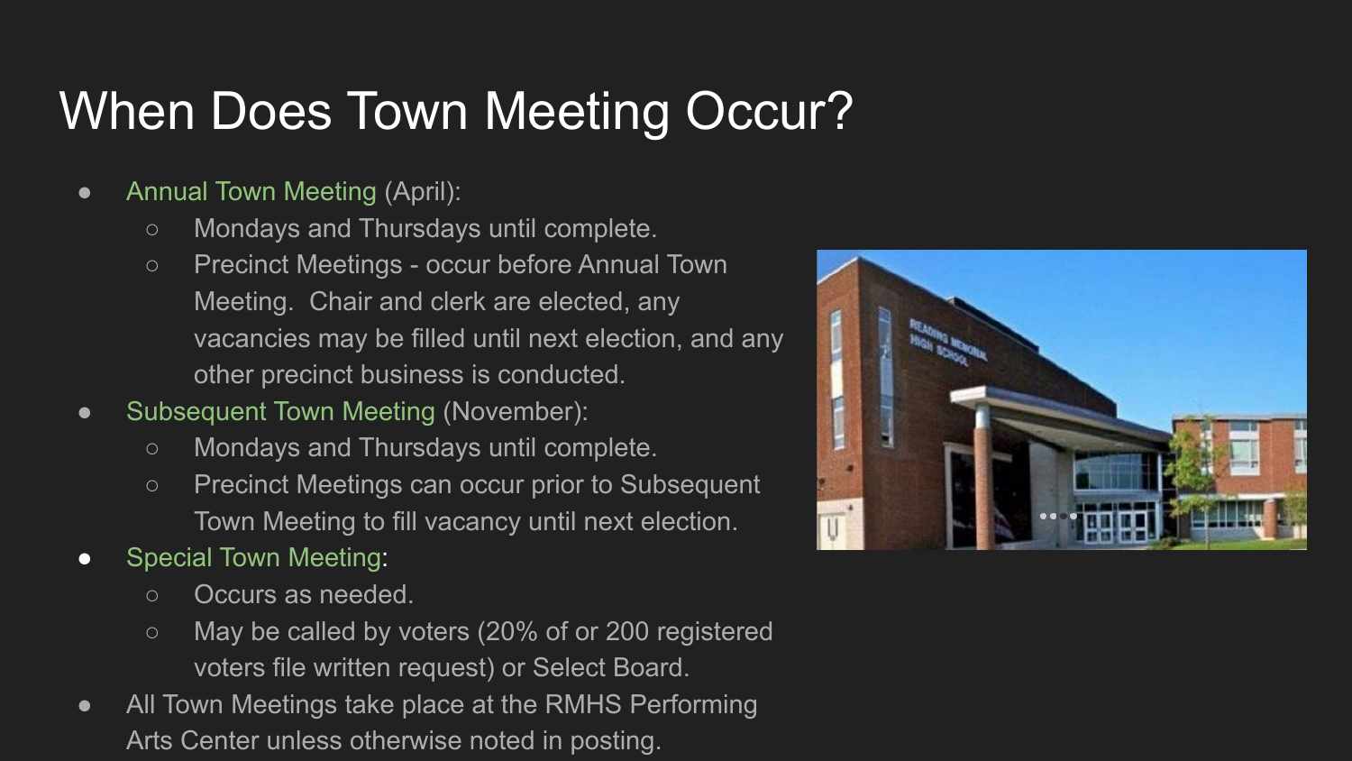# When Does Town Meeting Occur?

- Annual Town Meeting (April):
  - Mondays and Thursdays until complete.
  - Precinct Meetings - occur before Annual Town Meeting.  Chair and clerk are elected, any vacancies may be filled until next election, and any other precinct business is conducted.
- Subsequent Town Meeting (November):
  - Mondays and Thursdays until complete.
  - Precinct Meetings can occur prior to Subsequent Town Meeting to fill vacancy until next election.
- Special Town Meeting:
  - Occurs as needed.
  - May be called by voters (20% of or 200 registered voters file written request) or Select Board.
- All Town Meetings take place at the RMHS Performing Arts Center unless otherwise noted in posting.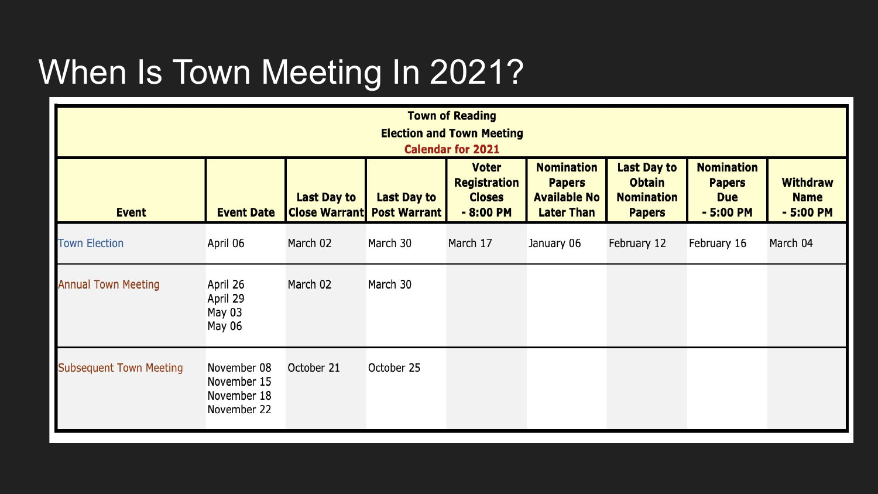# When Is Town Meeting In 2021?

**Town of Reading**
**Election and Town Meeting**
**Calendar for 2021**

| Event | Event Date | Last Day to Close Warrant | Last Day to Post Warrant | Voter Registration Closes - 8:00 PM | Nomination Papers Available No Later Than | Last Day to Obtain Nomination Papers | Nomination Papers Due - 5:00 PM | Withdraw Name - 5:00 PM |
|---|---|---|---|---|---|---|---|---|
| Town Election | April 06 | March 02 | March 30 | March 17 | January 06 | February 12 | February 16 | March 04 |
| Annual Town Meeting | April 26<br>April 29<br>May 03<br>May 06 | March 02 | March 30 | | | | | |
| Subsequent Town Meeting | November 08<br>November 15<br>November 18<br>November 22 | October 21 | October 25 | | | | | |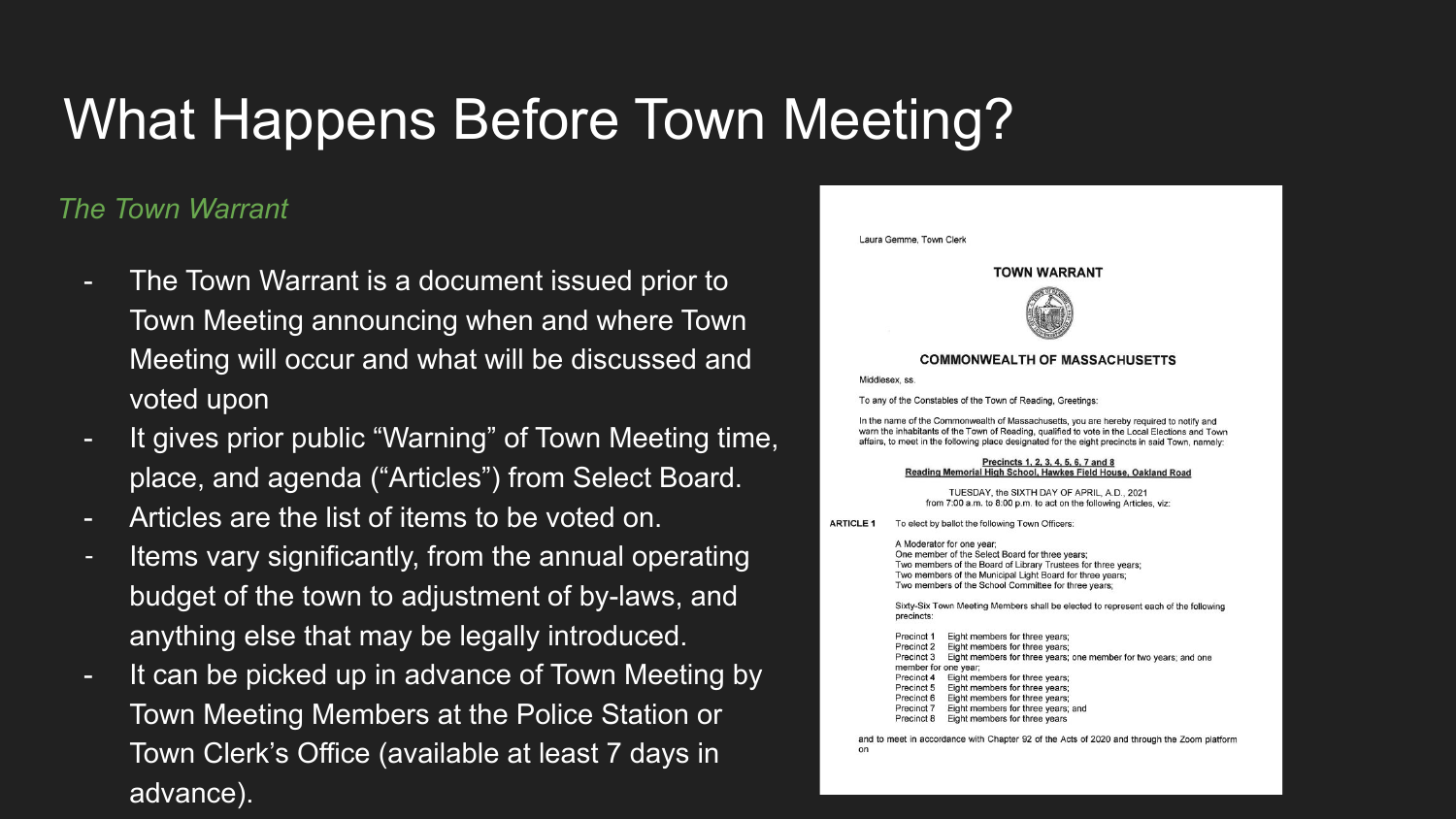# What Happens Before Town Meeting?

*The Town Warrant*

- The Town Warrant is a document issued prior to Town Meeting announcing when and where Town Meeting will occur and what will be discussed and voted upon
- It gives prior public "Warning" of Town Meeting time, place, and agenda ("Articles") from Select Board.
- Articles are the list of items to be voted on.
- Items vary significantly, from the annual operating budget of the town to adjustment of by-laws, and anything else that may be legally introduced.
- It can be picked up in advance of Town Meeting by Town Meeting Members at the Police Station or Town Clerk's Office (available at least 7 days in advance).

Laura Gemme, Town Clerk

**TOWN WARRANT**

**COMMONWEALTH OF MASSACHUSETTS**

Middlesex, ss.

To any of the Constables of the Town of Reading, Greetings:

In the name of the Commonwealth of Massachusetts, you are hereby required to notify and warn the inhabitants of the Town of Reading, qualified to vote in the Local Elections and Town affairs, to meet in the following place designated for the eight precincts in said Town, namely:

**Precincts 1, 2, 3, 4, 5, 6, 7 and 8**
**Reading Memorial High School, Hawkes Field House, Oakland Road**

TUESDAY, the SIXTH DAY OF APRIL, A.D., 2021
from 7:00 a.m. to 8:00 p.m. to act on the following Articles, viz:

**ARTICLE 1** To elect by ballot the following Town Officers:

A Moderator for one year;
One member of the Select Board for three years;
Two members of the Board of Library Trustees for three years;
Two members of the Municipal Light Board for three years;
Two members of the School Committee for three years;

Sixty-Six Town Meeting Members shall be elected to represent each of the following precincts:

Precinct 1 Eight members for three years;
Precinct 2 Eight members for three years;
Precinct 3 Eight members for three years; one member for two years; and one member for one year;
Precinct 4 Eight members for three years;
Precinct 5 Eight members for three years;
Precinct 6 Eight members for three years;
Precinct 7 Eight members for three years; and
Precinct 8 Eight members for three years

and to meet in accordance with Chapter 92 of the Acts of 2020 and through the Zoom platform on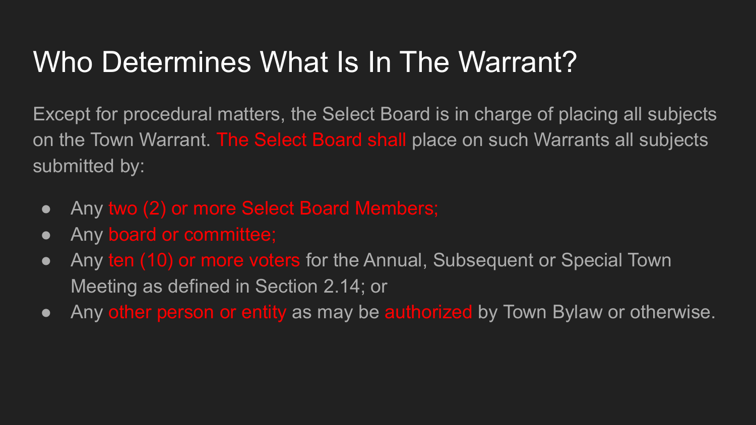# Who Determines What Is In The Warrant?

Except for procedural matters, the Select Board is in charge of placing all subjects on the Town Warrant. The Select Board shall place on such Warrants all subjects submitted by:

- Any two (2) or more Select Board Members;
- Any board or committee;
- Any ten (10) or more voters for the Annual, Subsequent or Special Town Meeting as defined in Section 2.14; or
- Any other person or entity as may be authorized by Town Bylaw or otherwise.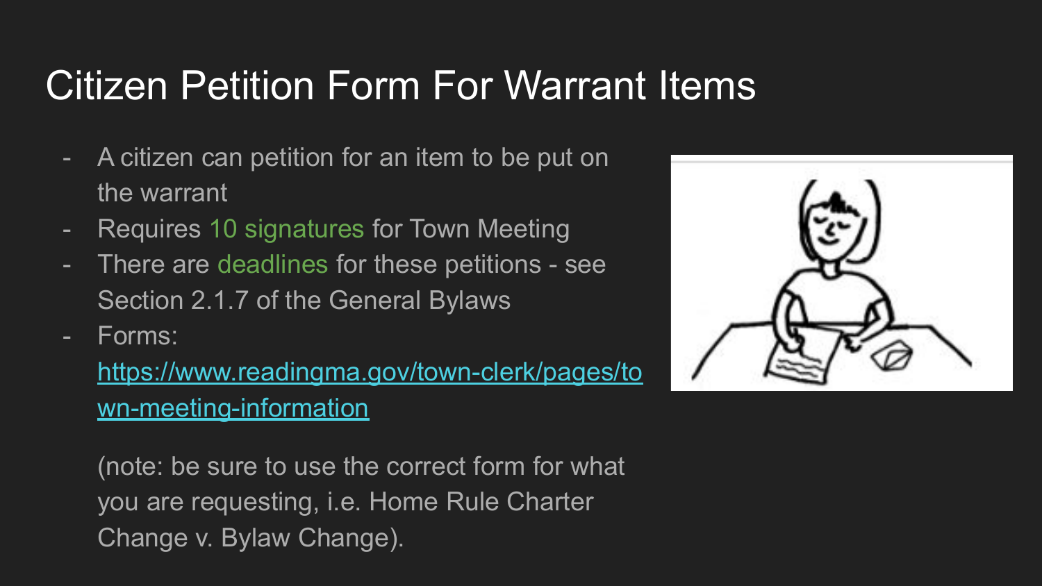# Citizen Petition Form For Warrant Items

- A citizen can petition for an item to be put on the warrant
- Requires 10 signatures for Town Meeting
- There are deadlines for these petitions - see Section 2.1.7 of the General Bylaws
- Forms: https://www.readingma.gov/town-clerk/pages/town-meeting-information

(note: be sure to use the correct form for what you are requesting, i.e. Home Rule Charter Change v. Bylaw Change).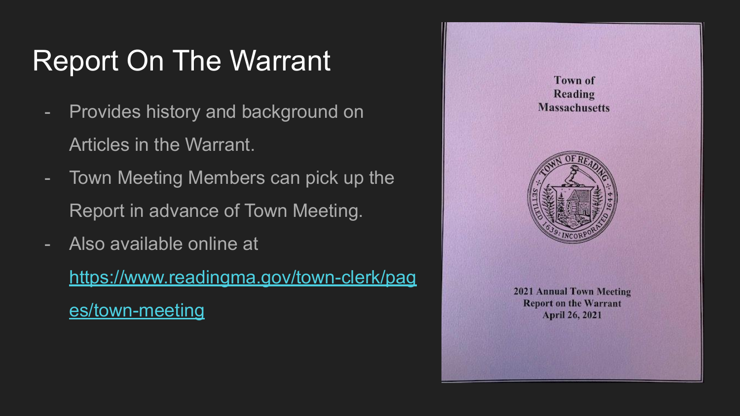# Report On The Warrant

- Provides history and background on Articles in the Warrant.
- Town Meeting Members can pick up the Report in advance of Town Meeting.
- Also available online at https://www.readingma.gov/town-clerk/pages/town-meeting

Town of
Reading
Massachusetts

2021 Annual Town Meeting
Report on the Warrant
April 26, 2021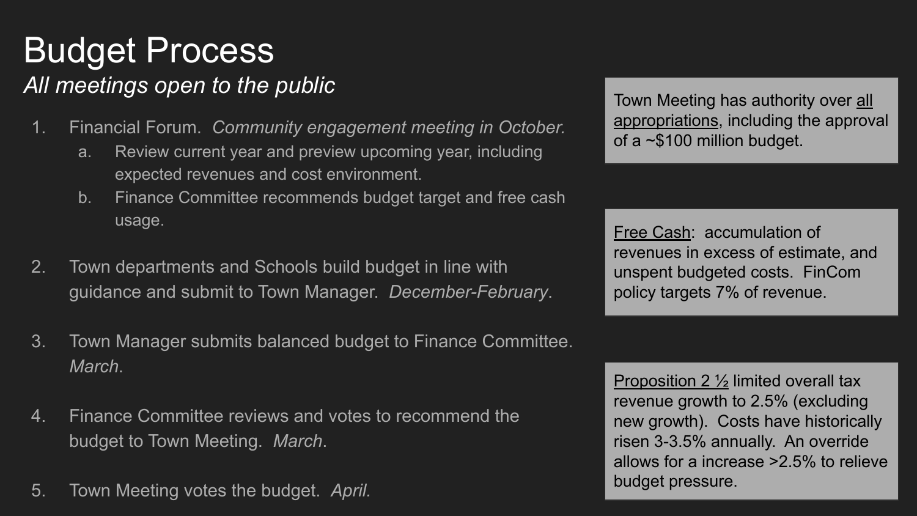# Budget Process

*All meetings open to the public*

1. Financial Forum. *Community engagement meeting in October.*
   a. Review current year and preview upcoming year, including expected revenues and cost environment.
   b. Finance Committee recommends budget target and free cash usage.

2. Town departments and Schools build budget in line with guidance and submit to Town Manager. *December-February.*

3. Town Manager submits balanced budget to Finance Committee. *March*.

4. Finance Committee reviews and votes to recommend the budget to Town Meeting. *March*.

5. Town Meeting votes the budget. *April.*

Town Meeting has authority over <u>all appropriations</u>, including the approval of a ~$100 million budget.

<u>Free Cash</u>: accumulation of revenues in excess of estimate, and unspent budgeted costs. FinCom policy targets 7% of revenue.

<u>Proposition 2 ½</u> limited overall tax revenue growth to 2.5% (excluding new growth). Costs have historically risen 3-3.5% annually. An override allows for a increase >2.5% to relieve budget pressure.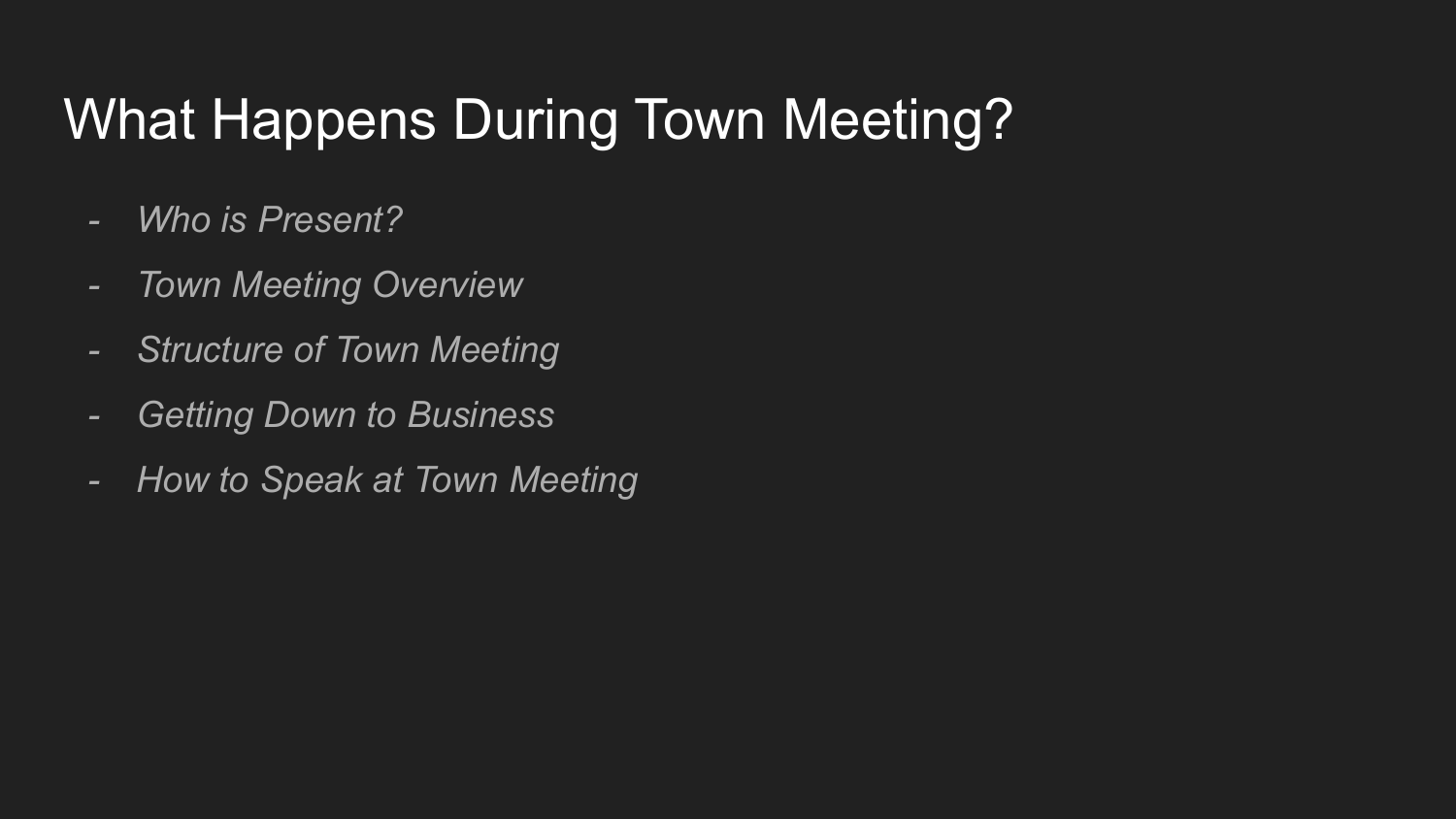# What Happens During Town Meeting?

- *Who is Present?*
- *Town Meeting Overview*
- *Structure of Town Meeting*
- *Getting Down to Business*
- *How to Speak at Town Meeting*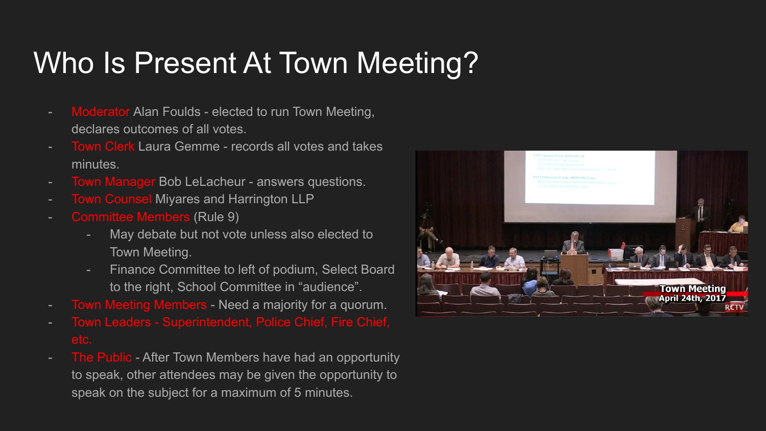# Who Is Present At Town Meeting?

- Moderator Alan Foulds - elected to run Town Meeting, declares outcomes of all votes.
- Town Clerk Laura Gemme - records all votes and takes minutes.
- Town Manager Bob LeLacheur - answers questions.
- Town Counsel Miyares and Harrington LLP
- Committee Members (Rule 9)
    - May debate but not vote unless also elected to Town Meeting.
    - Finance Committee to left of podium, Select Board to the right, School Committee in "audience".
- Town Meeting Members - Need a majority for a quorum.
- Town Leaders - Superintendent, Police Chief, Fire Chief, etc.
- The Public - After Town Members have had an opportunity to speak, other attendees may be given the opportunity to speak on the subject for a maximum of 5 minutes.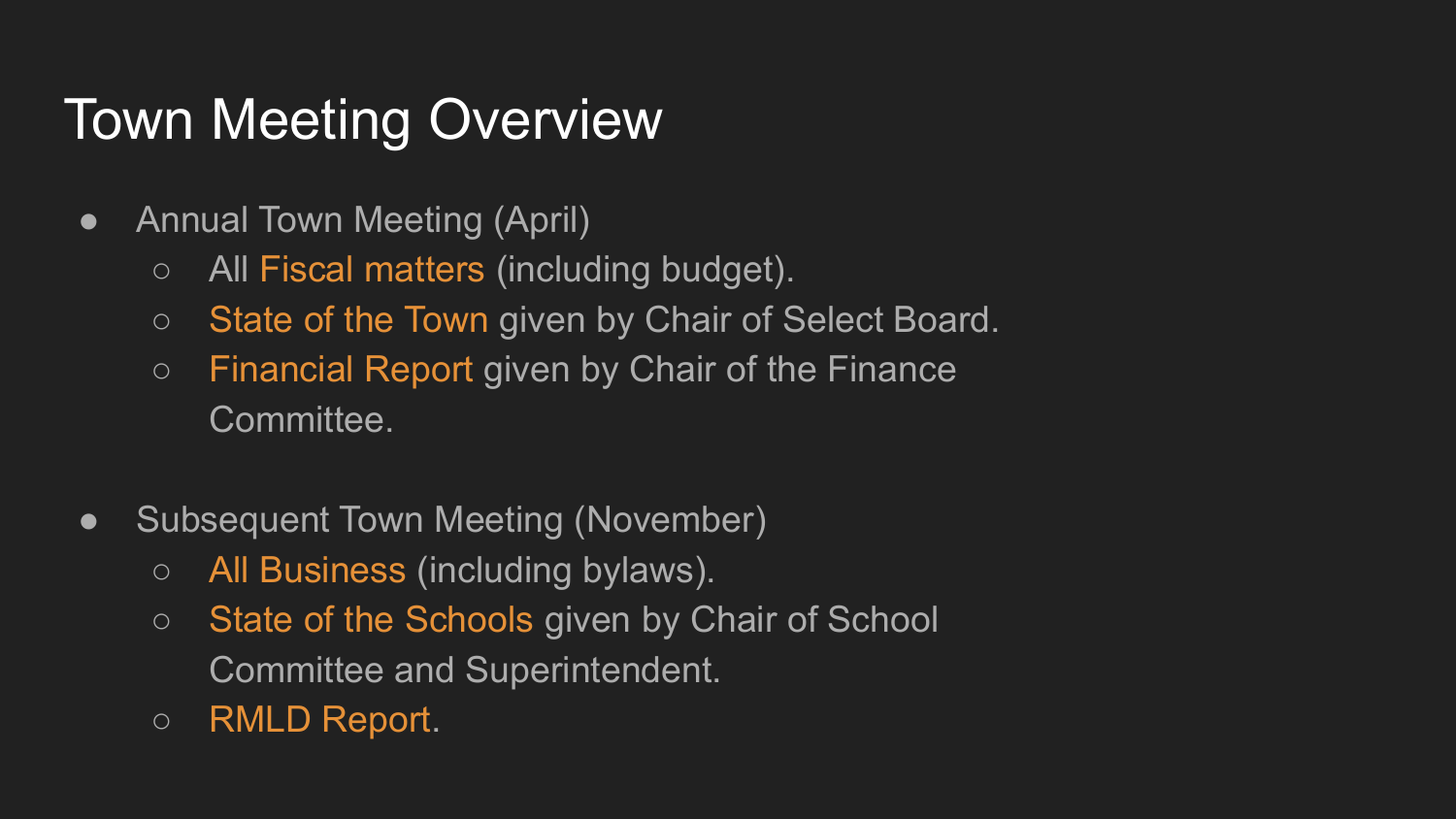# Town Meeting Overview

- Annual Town Meeting (April)
  - All Fiscal matters (including budget).
  - State of the Town given by Chair of Select Board.
  - Financial Report given by Chair of the Finance Committee.

- Subsequent Town Meeting (November)
  - All Business (including bylaws).
  - State of the Schools given by Chair of School Committee and Superintendent.
  - RMLD Report.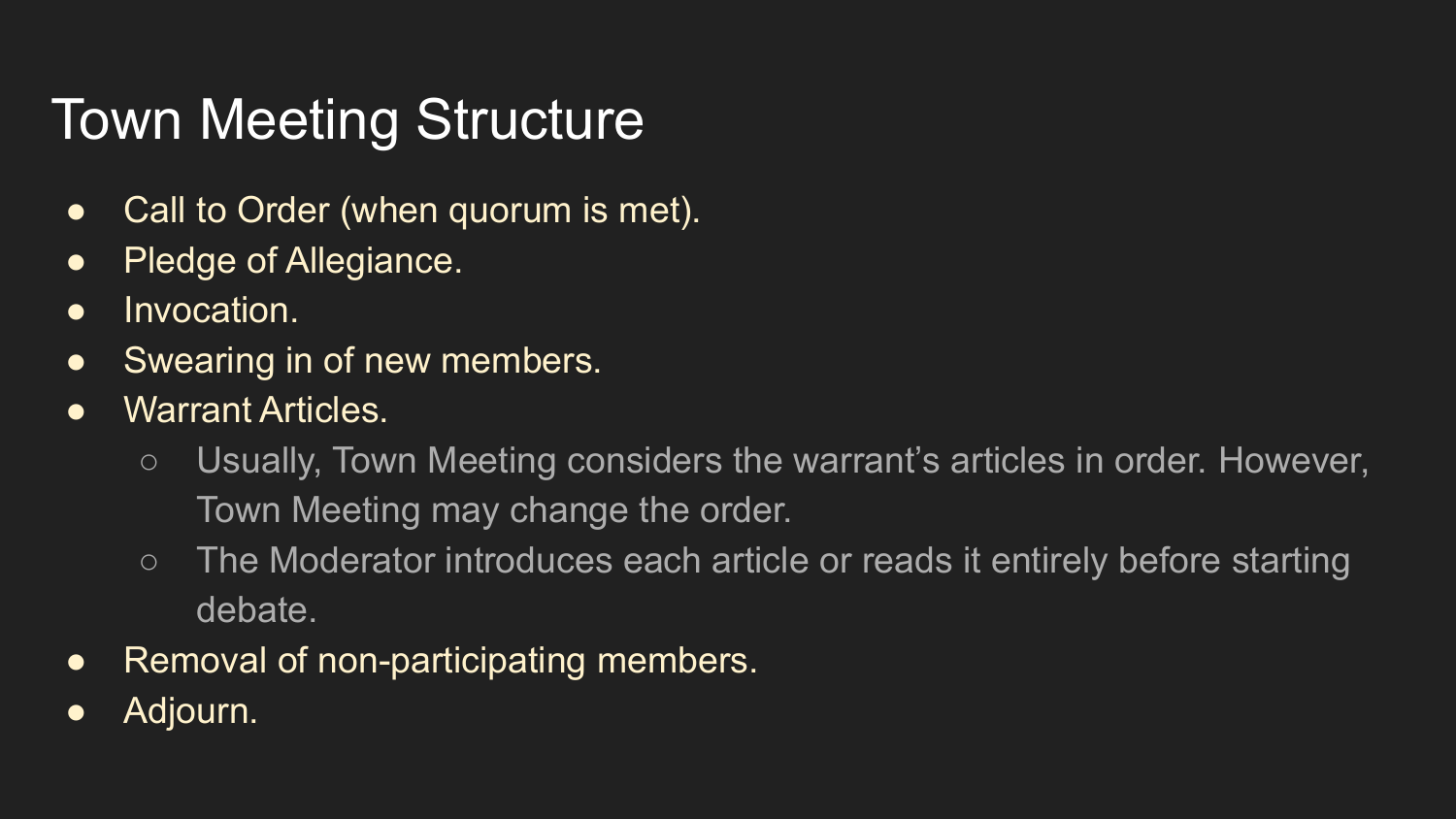# Town Meeting Structure

- Call to Order (when quorum is met).
- Pledge of Allegiance.
- Invocation.
- Swearing in of new members.
- Warrant Articles.
  - Usually, Town Meeting considers the warrant's articles in order. However, Town Meeting may change the order.
  - The Moderator introduces each article or reads it entirely before starting debate.
- Removal of non-participating members.
- Adjourn.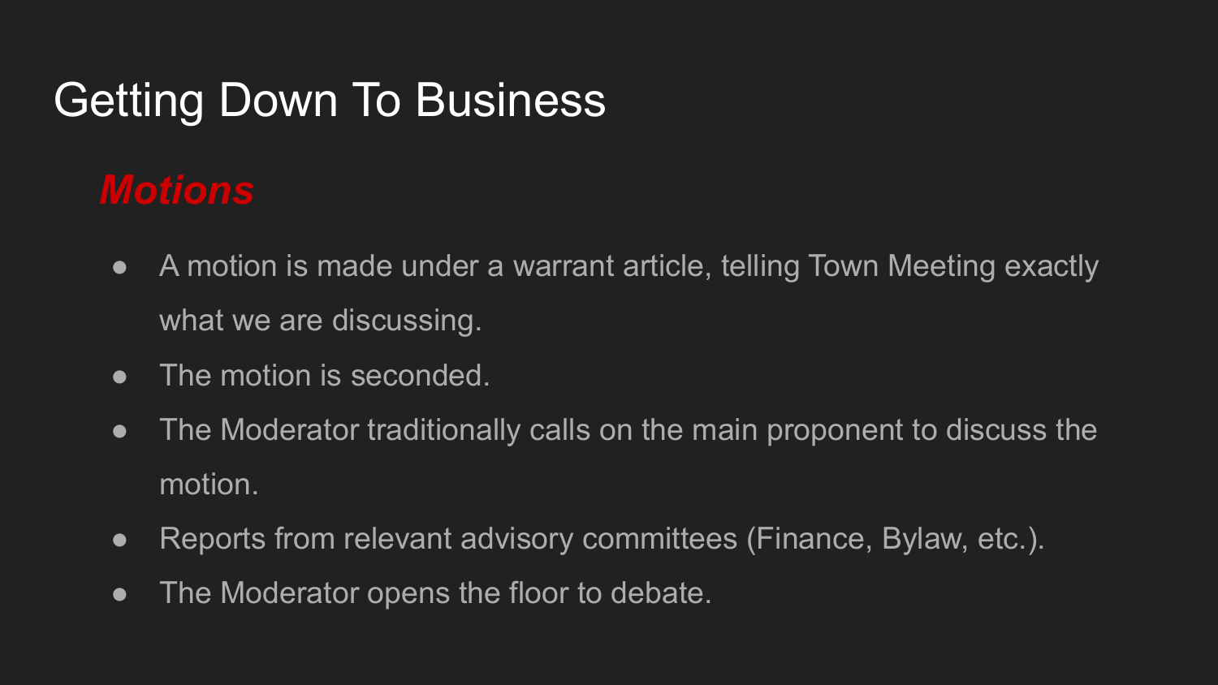# Getting Down To Business

## ***Motions***

- A motion is made under a warrant article, telling Town Meeting exactly what we are discussing.
- The motion is seconded.
- The Moderator traditionally calls on the main proponent to discuss the motion.
- Reports from relevant advisory committees (Finance, Bylaw, etc.).
- The Moderator opens the floor to debate.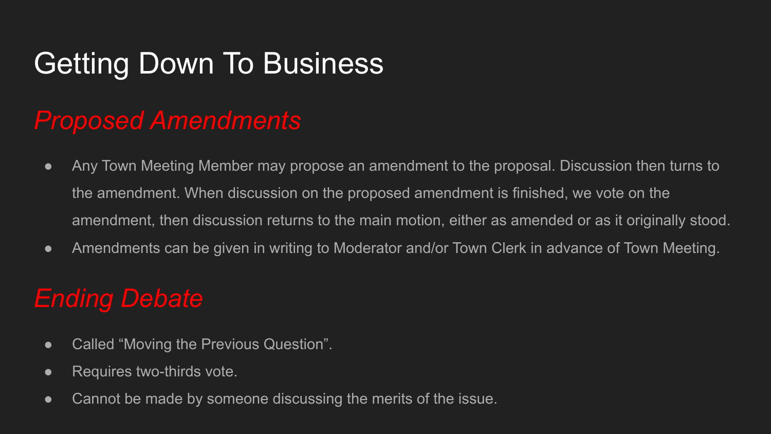# Getting Down To Business

## *Proposed Amendments*

- Any Town Meeting Member may propose an amendment to the proposal. Discussion then turns to the amendment. When discussion on the proposed amendment is finished, we vote on the amendment, then discussion returns to the main motion, either as amended or as it originally stood.
- Amendments can be given in writing to Moderator and/or Town Clerk in advance of Town Meeting.

## *Ending Debate*

- Called "Moving the Previous Question".
- Requires two-thirds vote.
- Cannot be made by someone discussing the merits of the issue.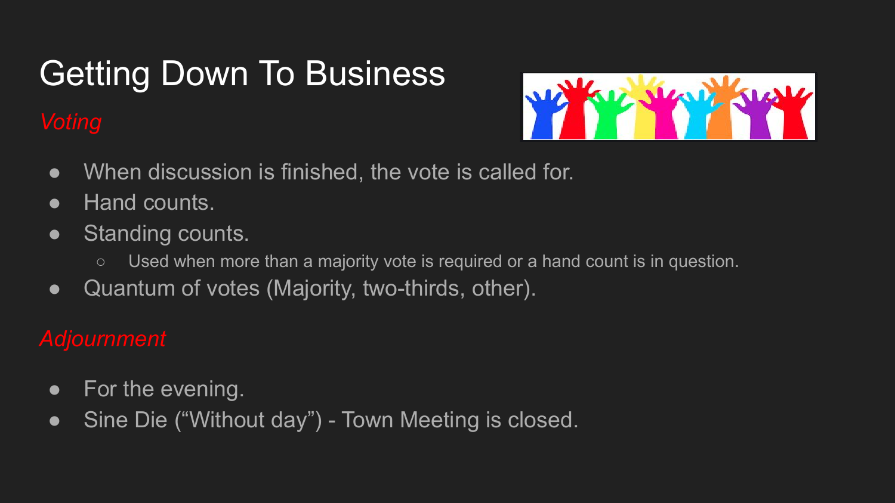# Getting Down To Business

## *Voting*

- When discussion is finished, the vote is called for.
- Hand counts.
- Standing counts.
  - Used when more than a majority vote is required or a hand count is in question.
- Quantum of votes (Majority, two-thirds, other).

## *Adjournment*

- For the evening.
- Sine Die ("Without day") - Town Meeting is closed.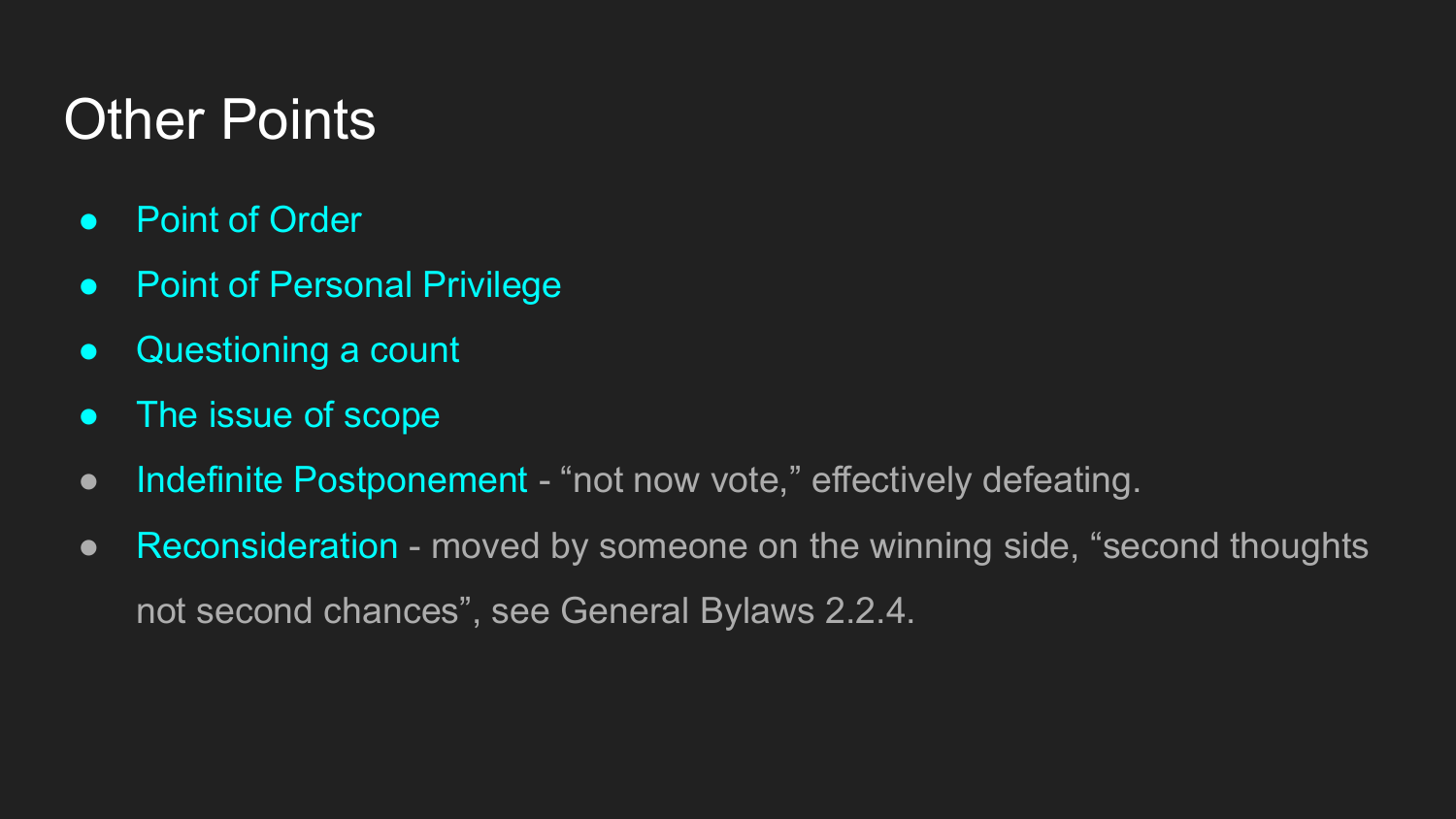# Other Points

- Point of Order
- Point of Personal Privilege
- Questioning a count
- The issue of scope
- Indefinite Postponement - “not now vote,” effectively defeating.
- Reconsideration - moved by someone on the winning side, “second thoughts not second chances”, see General Bylaws 2.2.4.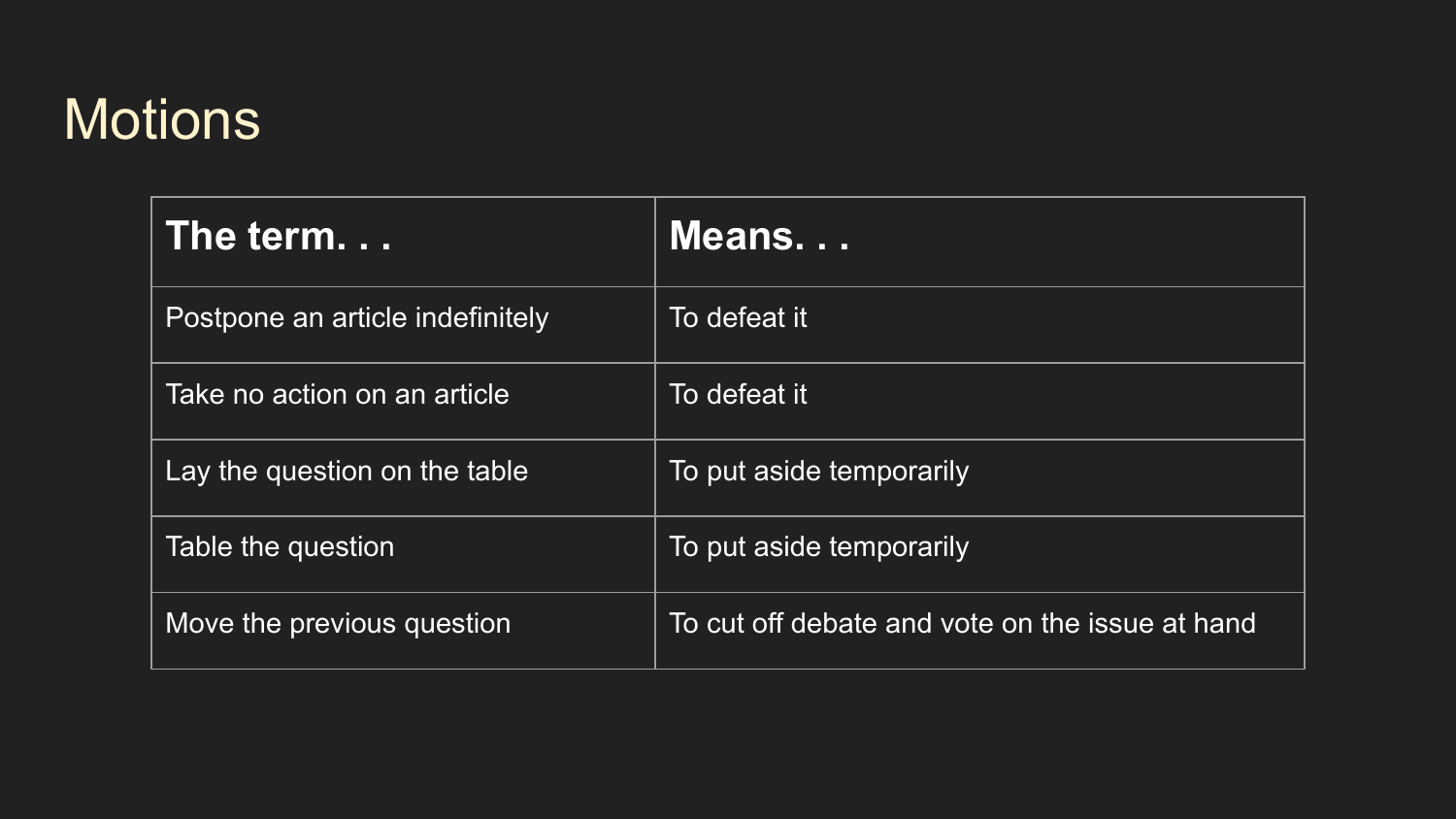# Motions

| The term. . . | Means. . . |
| --- | --- |
| Postpone an article indefinitely | To defeat it |
| Take no action on an article | To defeat it |
| Lay the question on the table | To put aside temporarily |
| Table the question | To put aside temporarily |
| Move the previous question | To cut off debate and vote on the issue at hand |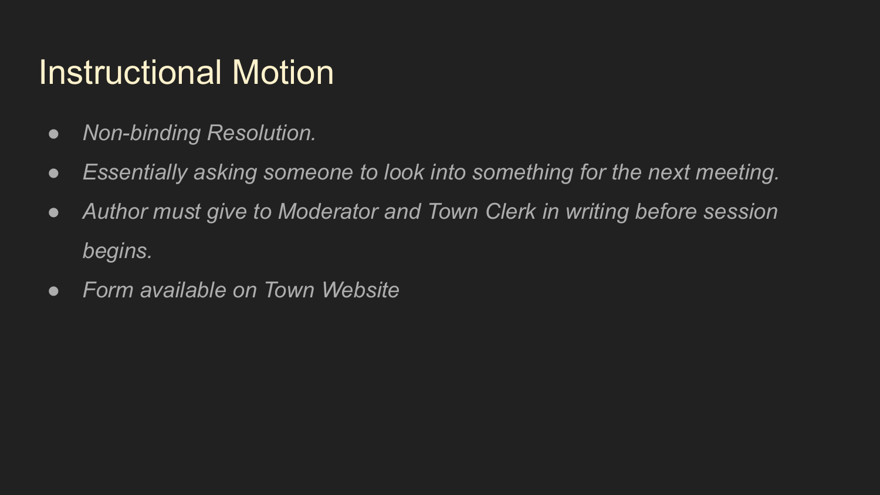# Instructional Motion

- *Non-binding Resolution.*
- *Essentially asking someone to look into something for the next meeting.*
- *Author must give to Moderator and Town Clerk in writing before session begins.*
- *Form available on Town Website*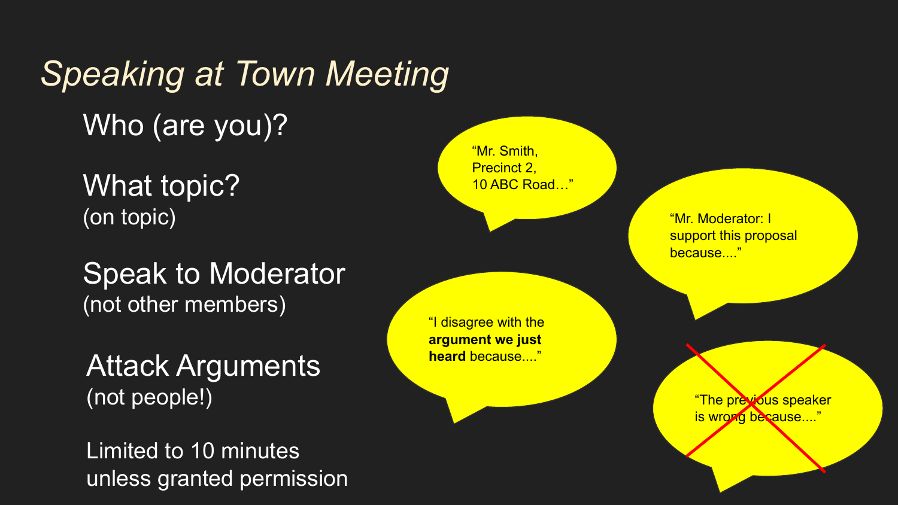# *Speaking at Town Meeting*

Who (are you)?

What topic?
(on topic)

Speak to Moderator
(not other members)

Attack Arguments
(not people!)

Limited to 10 minutes
unless granted permission

"Mr. Smith,
Precinct 2,
10 ABC Road…"

"Mr. Moderator: I support this proposal because...."

"I disagree with the **argument we just heard** because...."

~~"The previous speaker is wrong because...."~~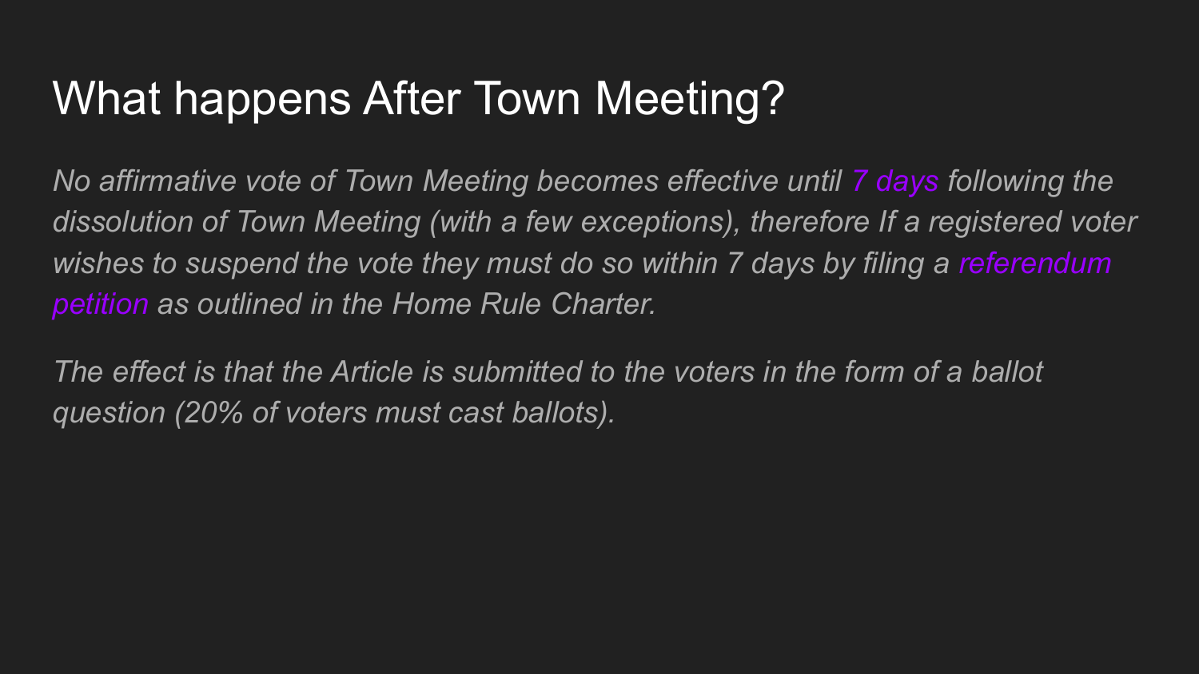# What happens After Town Meeting?

*No affirmative vote of Town Meeting becomes effective until 7 days following the dissolution of Town Meeting (with a few exceptions), therefore If a registered voter wishes to suspend the vote they must do so within 7 days by filing a referendum petition as outlined in the Home Rule Charter.*

*The effect is that the Article is submitted to the voters in the form of a ballot question (20% of voters must cast ballots).*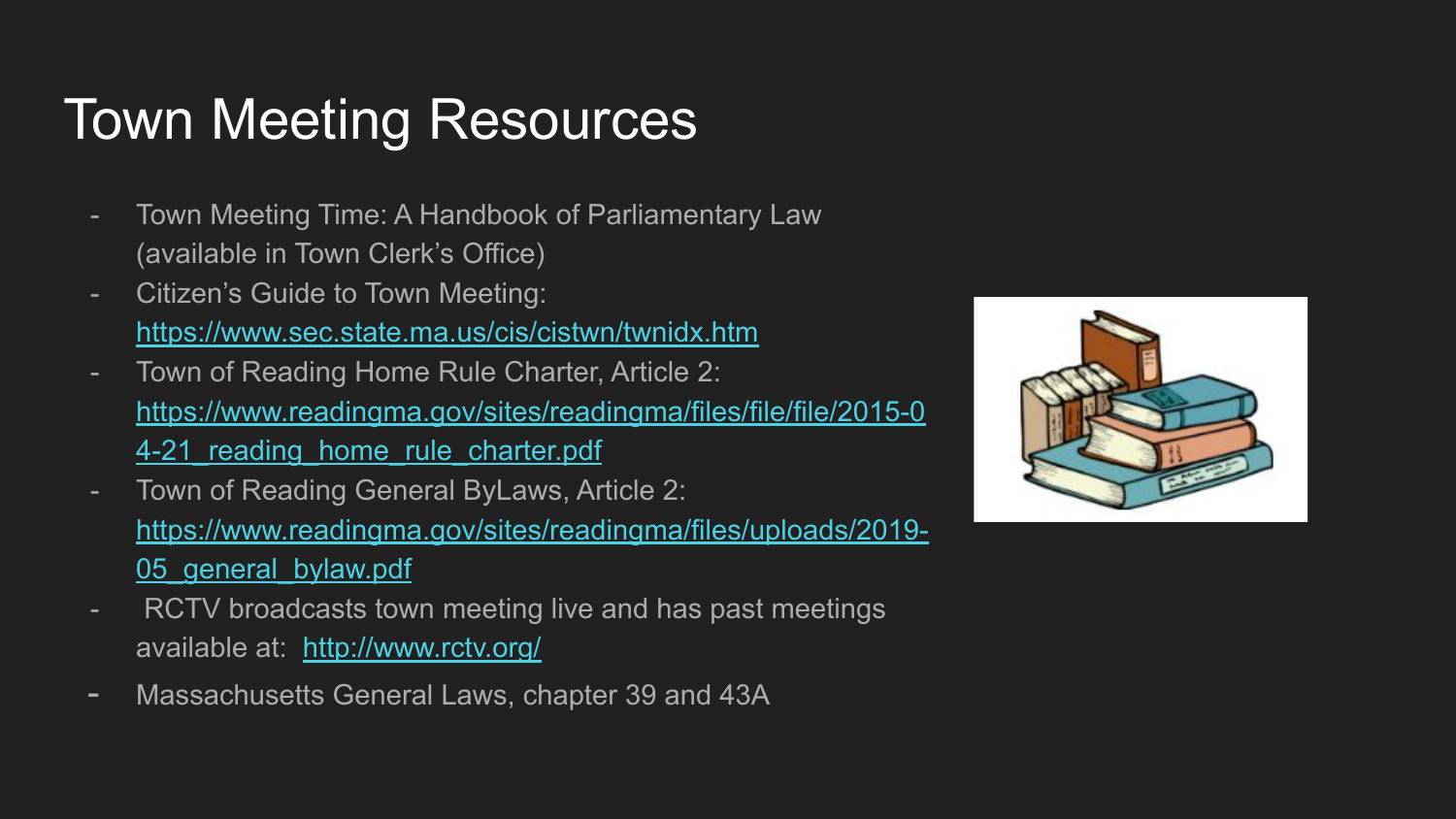# Town Meeting Resources

- Town Meeting Time: A Handbook of Parliamentary Law (available in Town Clerk's Office)
- Citizen's Guide to Town Meeting: https://www.sec.state.ma.us/cis/cistwn/twnidx.htm
- Town of Reading Home Rule Charter, Article 2: https://www.readingma.gov/sites/readingma/files/file/file/2015-04-21_reading_home_rule_charter.pdf
- Town of Reading General ByLaws, Article 2: https://www.readingma.gov/sites/readingma/files/uploads/2019-05_general_bylaw.pdf
- RCTV broadcasts town meeting live and has past meetings available at: http://www.rctv.org/
- Massachusetts General Laws, chapter 39 and 43A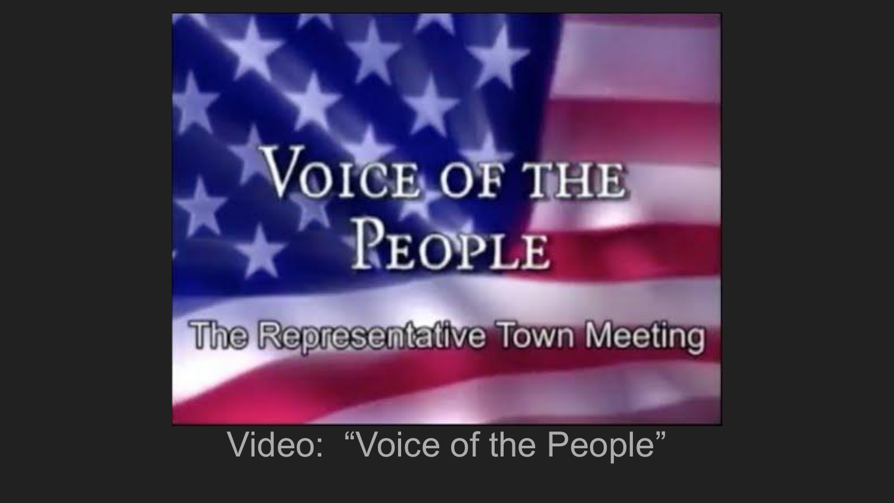VOICE OF THE PEOPLE

The Representative Town Meeting

Video: “Voice of the People”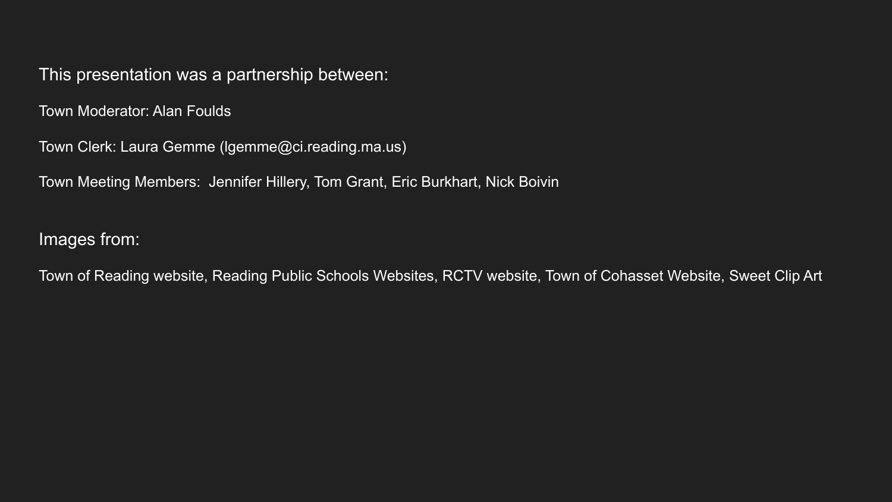This presentation was a partnership between:

Town Moderator: Alan Foulds

Town Clerk: Laura Gemme (lgemme@ci.reading.ma.us)

Town Meeting Members: Jennifer Hillery, Tom Grant, Eric Burkhart, Nick Boivin

Images from:

Town of Reading website, Reading Public Schools Websites, RCTV website, Town of Cohasset Website, Sweet Clip Art